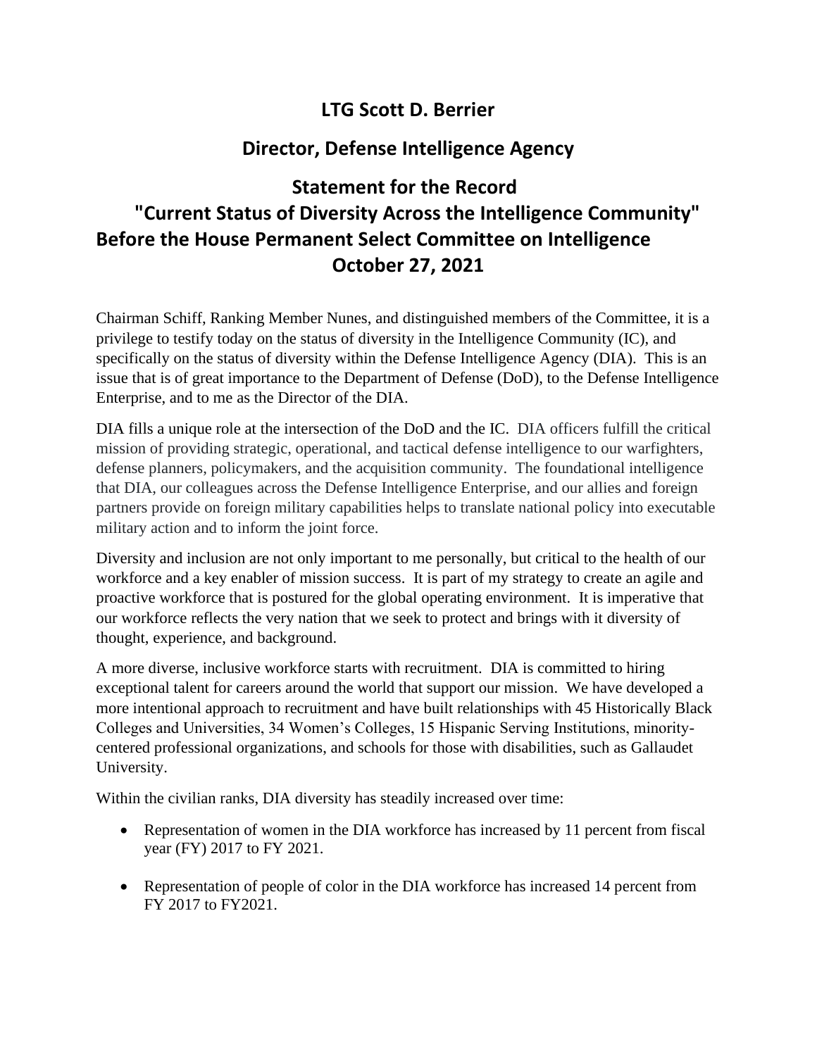# LTG Scott D. Berrier

## Director, Defense Intelligence Agency

## Statement for the Record
## "Current Status of Diversity Across the Intelligence Community"
## Before the House Permanent Select Committee on Intelligence
## October 27, 2021

Chairman Schiff, Ranking Member Nunes, and distinguished members of the Committee, it is a privilege to testify today on the status of diversity in the Intelligence Community (IC), and specifically on the status of diversity within the Defense Intelligence Agency (DIA). This is an issue that is of great importance to the Department of Defense (DoD), to the Defense Intelligence Enterprise, and to me as the Director of the DIA.

DIA fills a unique role at the intersection of the DoD and the IC. DIA officers fulfill the critical mission of providing strategic, operational, and tactical defense intelligence to our warfighters, defense planners, policymakers, and the acquisition community. The foundational intelligence that DIA, our colleagues across the Defense Intelligence Enterprise, and our allies and foreign partners provide on foreign military capabilities helps to translate national policy into executable military action and to inform the joint force.

Diversity and inclusion are not only important to me personally, but critical to the health of our workforce and a key enabler of mission success. It is part of my strategy to create an agile and proactive workforce that is postured for the global operating environment. It is imperative that our workforce reflects the very nation that we seek to protect and brings with it diversity of thought, experience, and background.

A more diverse, inclusive workforce starts with recruitment. DIA is committed to hiring exceptional talent for careers around the world that support our mission. We have developed a more intentional approach to recruitment and have built relationships with 45 Historically Black Colleges and Universities, 34 Women's Colleges, 15 Hispanic Serving Institutions, minority-centered professional organizations, and schools for those with disabilities, such as Gallaudet University.

Within the civilian ranks, DIA diversity has steadily increased over time:

- Representation of women in the DIA workforce has increased by 11 percent from fiscal year (FY) 2017 to FY 2021.

- Representation of people of color in the DIA workforce has increased 14 percent from FY 2017 to FY2021.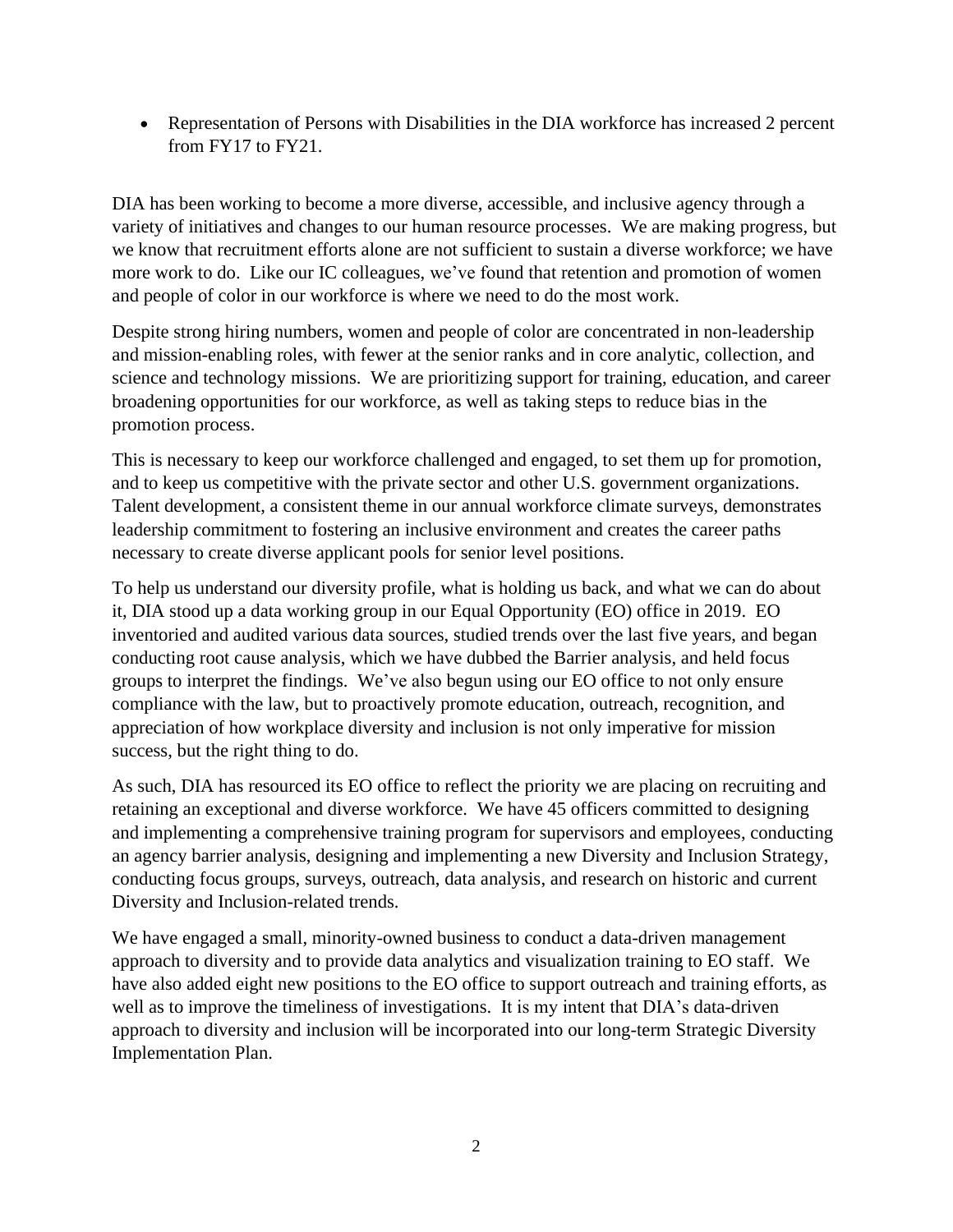- Representation of Persons with Disabilities in the DIA workforce has increased 2 percent from FY17 to FY21.

DIA has been working to become a more diverse, accessible, and inclusive agency through a variety of initiatives and changes to our human resource processes. We are making progress, but we know that recruitment efforts alone are not sufficient to sustain a diverse workforce; we have more work to do. Like our IC colleagues, we've found that retention and promotion of women and people of color in our workforce is where we need to do the most work.

Despite strong hiring numbers, women and people of color are concentrated in non-leadership and mission-enabling roles, with fewer at the senior ranks and in core analytic, collection, and science and technology missions. We are prioritizing support for training, education, and career broadening opportunities for our workforce, as well as taking steps to reduce bias in the promotion process.

This is necessary to keep our workforce challenged and engaged, to set them up for promotion, and to keep us competitive with the private sector and other U.S. government organizations. Talent development, a consistent theme in our annual workforce climate surveys, demonstrates leadership commitment to fostering an inclusive environment and creates the career paths necessary to create diverse applicant pools for senior level positions.

To help us understand our diversity profile, what is holding us back, and what we can do about it, DIA stood up a data working group in our Equal Opportunity (EO) office in 2019. EO inventoried and audited various data sources, studied trends over the last five years, and began conducting root cause analysis, which we have dubbed the Barrier analysis, and held focus groups to interpret the findings. We've also begun using our EO office to not only ensure compliance with the law, but to proactively promote education, outreach, recognition, and appreciation of how workplace diversity and inclusion is not only imperative for mission success, but the right thing to do.

As such, DIA has resourced its EO office to reflect the priority we are placing on recruiting and retaining an exceptional and diverse workforce. We have 45 officers committed to designing and implementing a comprehensive training program for supervisors and employees, conducting an agency barrier analysis, designing and implementing a new Diversity and Inclusion Strategy, conducting focus groups, surveys, outreach, data analysis, and research on historic and current Diversity and Inclusion-related trends.

We have engaged a small, minority-owned business to conduct a data-driven management approach to diversity and to provide data analytics and visualization training to EO staff. We have also added eight new positions to the EO office to support outreach and training efforts, as well as to improve the timeliness of investigations. It is my intent that DIA's data-driven approach to diversity and inclusion will be incorporated into our long-term Strategic Diversity Implementation Plan.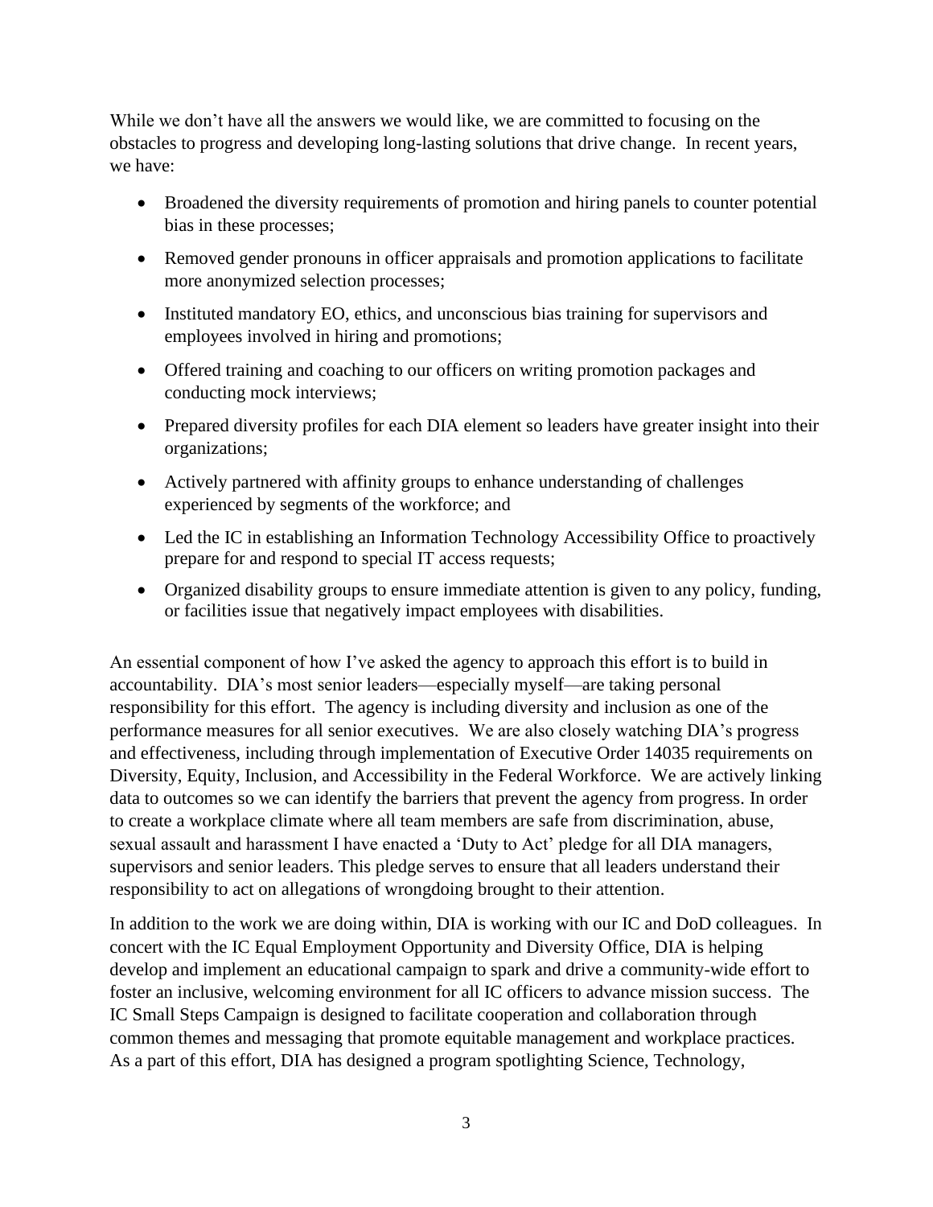While we don't have all the answers we would like, we are committed to focusing on the obstacles to progress and developing long-lasting solutions that drive change. In recent years, we have:

- Broadened the diversity requirements of promotion and hiring panels to counter potential bias in these processes;
- Removed gender pronouns in officer appraisals and promotion applications to facilitate more anonymized selection processes;
- Instituted mandatory EO, ethics, and unconscious bias training for supervisors and employees involved in hiring and promotions;
- Offered training and coaching to our officers on writing promotion packages and conducting mock interviews;
- Prepared diversity profiles for each DIA element so leaders have greater insight into their organizations;
- Actively partnered with affinity groups to enhance understanding of challenges experienced by segments of the workforce; and
- Led the IC in establishing an Information Technology Accessibility Office to proactively prepare for and respond to special IT access requests;
- Organized disability groups to ensure immediate attention is given to any policy, funding, or facilities issue that negatively impact employees with disabilities.

An essential component of how I've asked the agency to approach this effort is to build in accountability. DIA's most senior leaders—especially myself—are taking personal responsibility for this effort. The agency is including diversity and inclusion as one of the performance measures for all senior executives. We are also closely watching DIA's progress and effectiveness, including through implementation of Executive Order 14035 requirements on Diversity, Equity, Inclusion, and Accessibility in the Federal Workforce. We are actively linking data to outcomes so we can identify the barriers that prevent the agency from progress. In order to create a workplace climate where all team members are safe from discrimination, abuse, sexual assault and harassment I have enacted a 'Duty to Act' pledge for all DIA managers, supervisors and senior leaders. This pledge serves to ensure that all leaders understand their responsibility to act on allegations of wrongdoing brought to their attention.

In addition to the work we are doing within, DIA is working with our IC and DoD colleagues. In concert with the IC Equal Employment Opportunity and Diversity Office, DIA is helping develop and implement an educational campaign to spark and drive a community-wide effort to foster an inclusive, welcoming environment for all IC officers to advance mission success. The IC Small Steps Campaign is designed to facilitate cooperation and collaboration through common themes and messaging that promote equitable management and workplace practices. As a part of this effort, DIA has designed a program spotlighting Science, Technology,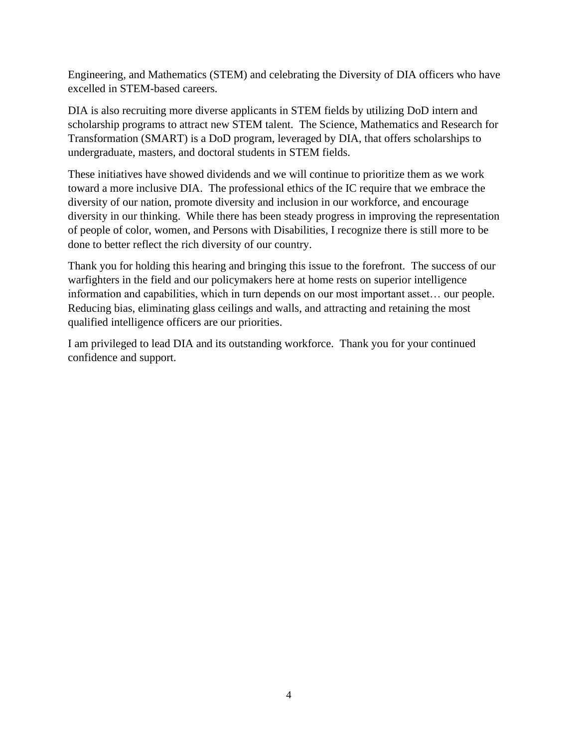Engineering, and Mathematics (STEM) and celebrating the Diversity of DIA officers who have excelled in STEM-based careers.

DIA is also recruiting more diverse applicants in STEM fields by utilizing DoD intern and scholarship programs to attract new STEM talent. The Science, Mathematics and Research for Transformation (SMART) is a DoD program, leveraged by DIA, that offers scholarships to undergraduate, masters, and doctoral students in STEM fields.

These initiatives have showed dividends and we will continue to prioritize them as we work toward a more inclusive DIA. The professional ethics of the IC require that we embrace the diversity of our nation, promote diversity and inclusion in our workforce, and encourage diversity in our thinking. While there has been steady progress in improving the representation of people of color, women, and Persons with Disabilities, I recognize there is still more to be done to better reflect the rich diversity of our country.

Thank you for holding this hearing and bringing this issue to the forefront. The success of our warfighters in the field and our policymakers here at home rests on superior intelligence information and capabilities, which in turn depends on our most important asset… our people. Reducing bias, eliminating glass ceilings and walls, and attracting and retaining the most qualified intelligence officers are our priorities.

I am privileged to lead DIA and its outstanding workforce. Thank you for your continued confidence and support.